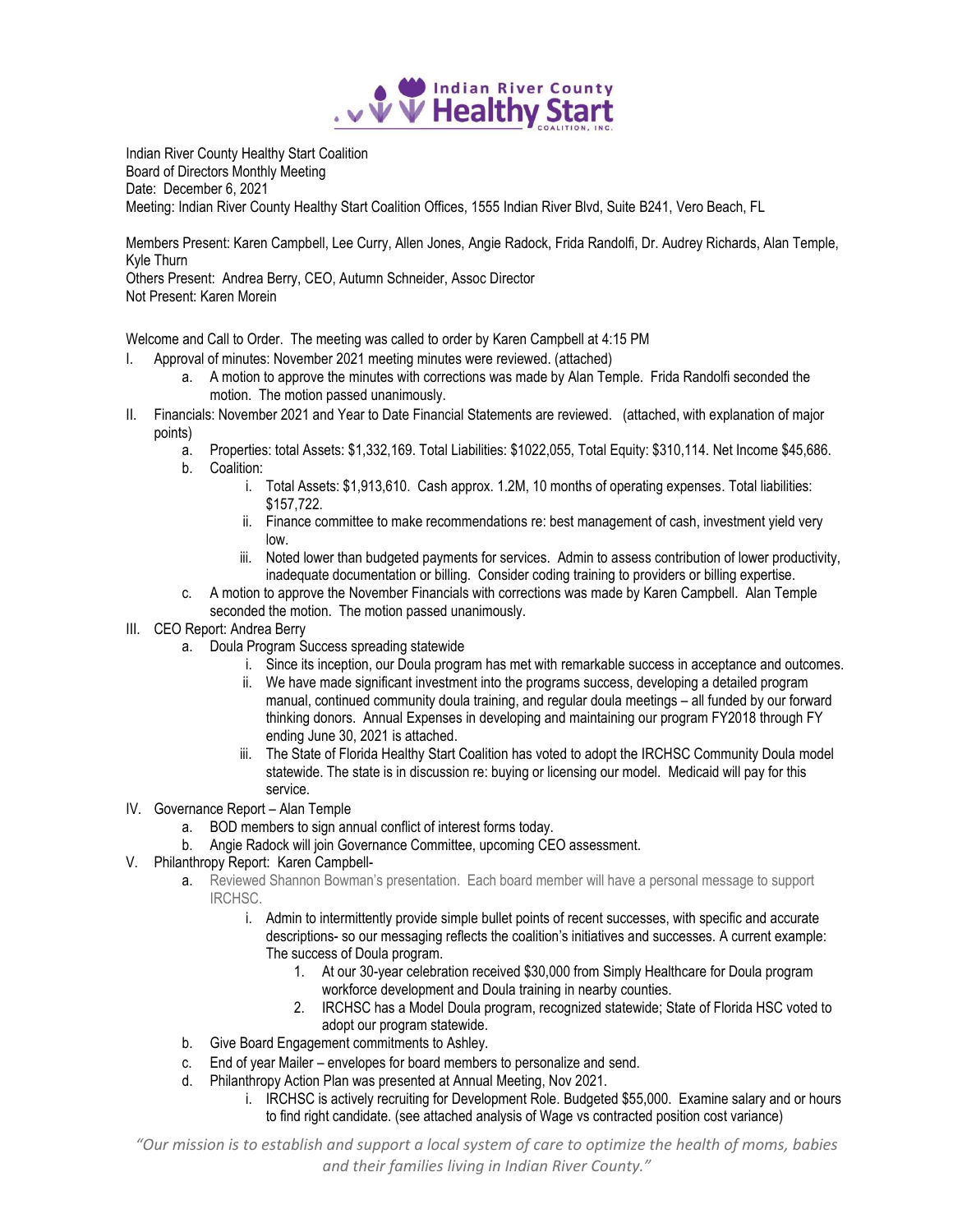Indian River County Healthy Start Coalition
Board of Directors Monthly Meeting
Date: December 6, 2021
Meeting: Indian River County Healthy Start Coalition Offices, 1555 Indian River Blvd, Suite B241, Vero Beach, FL

Members Present: Karen Campbell, Lee Curry, Allen Jones, Angie Radock, Frida Randolfi, Dr. Audrey Richards, Alan Temple, Kyle Thurn
Others Present: Andrea Berry, CEO, Autumn Schneider, Assoc Director
Not Present: Karen Morein

Welcome and Call to Order. The meeting was called to order by Karen Campbell at 4:15 PM

I. Approval of minutes: November 2021 meeting minutes were reviewed. (attached)
   a. A motion to approve the minutes with corrections was made by Alan Temple. Frida Randolfi seconded the motion. The motion passed unanimously.
II. Financials: November 2021 and Year to Date Financial Statements are reviewed. (attached, with explanation of major points)
   a. Properties: total Assets: $1,332,169. Total Liabilities: $1022,055, Total Equity: $310,114. Net Income $45,686.
   b. Coalition:
      i. Total Assets: $1,913,610. Cash approx. 1.2M, 10 months of operating expenses. Total liabilities: $157,722.
      ii. Finance committee to make recommendations re: best management of cash, investment yield very low.
      iii. Noted lower than budgeted payments for services. Admin to assess contribution of lower productivity, inadequate documentation or billing. Consider coding training to providers or billing expertise.
   c. A motion to approve the November Financials with corrections was made by Karen Campbell. Alan Temple seconded the motion. The motion passed unanimously.
III. CEO Report: Andrea Berry
   a. Doula Program Success spreading statewide
      i. Since its inception, our Doula program has met with remarkable success in acceptance and outcomes.
      ii. We have made significant investment into the programs success, developing a detailed program manual, continued community doula training, and regular doula meetings – all funded by our forward thinking donors. Annual Expenses in developing and maintaining our program FY2018 through FY ending June 30, 2021 is attached.
      iii. The State of Florida Healthy Start Coalition has voted to adopt the IRCHSC Community Doula model statewide. The state is in discussion re: buying or licensing our model. Medicaid will pay for this service.
IV. Governance Report – Alan Temple
   a. BOD members to sign annual conflict of interest forms today.
   b. Angie Radock will join Governance Committee, upcoming CEO assessment.
V. Philanthropy Report: Karen Campbell-
   a. Reviewed Shannon Bowman's presentation. Each board member will have a personal message to support IRCHSC.
      i. Admin to intermittently provide simple bullet points of recent successes, with specific and accurate descriptions- so our messaging reflects the coalition's initiatives and successes. A current example: The success of Doula program.
         1. At our 30-year celebration received $30,000 from Simply Healthcare for Doula program workforce development and Doula training in nearby counties.
         2. IRCHSC has a Model Doula program, recognized statewide; State of Florida HSC voted to adopt our program statewide.
   b. Give Board Engagement commitments to Ashley.
   c. End of year Mailer – envelopes for board members to personalize and send.
   d. Philanthropy Action Plan was presented at Annual Meeting, Nov 2021.
      i. IRCHSC is actively recruiting for Development Role. Budgeted $55,000. Examine salary and or hours to find right candidate. (see attached analysis of Wage vs contracted position cost variance)

*"Our mission is to establish and support a local system of care to optimize the health of moms, babies and their families living in Indian River County."*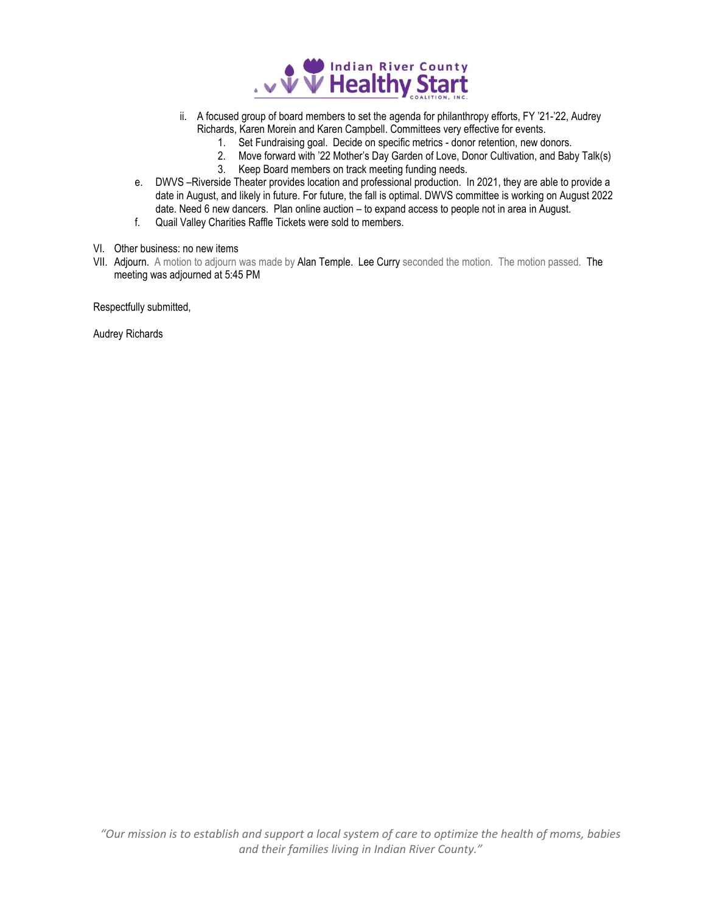ii. A focused group of board members to set the agenda for philanthropy efforts, FY '21-'22, Audrey Richards, Karen Morein and Karen Campbell. Committees very effective for events.
   1. Set Fundraising goal. Decide on specific metrics - donor retention, new donors.
   2. Move forward with '22 Mother's Day Garden of Love, Donor Cultivation, and Baby Talk(s)
   3. Keep Board members on track meeting funding needs.

e. DWVS –Riverside Theater provides location and professional production. In 2021, they are able to provide a date in August, and likely in future. For future, the fall is optimal. DWVS committee is working on August 2022 date. Need 6 new dancers. Plan online auction – to expand access to people not in area in August.

f. Quail Valley Charities Raffle Tickets were sold to members.

VI. Other business: no new items

VII. Adjourn. A motion to adjourn was made by Alan Temple. Lee Curry seconded the motion. The motion passed. The meeting was adjourned at 5:45 PM

Respectfully submitted,

Audrey Richards

*"Our mission is to establish and support a local system of care to optimize the health of moms, babies and their families living in Indian River County."*